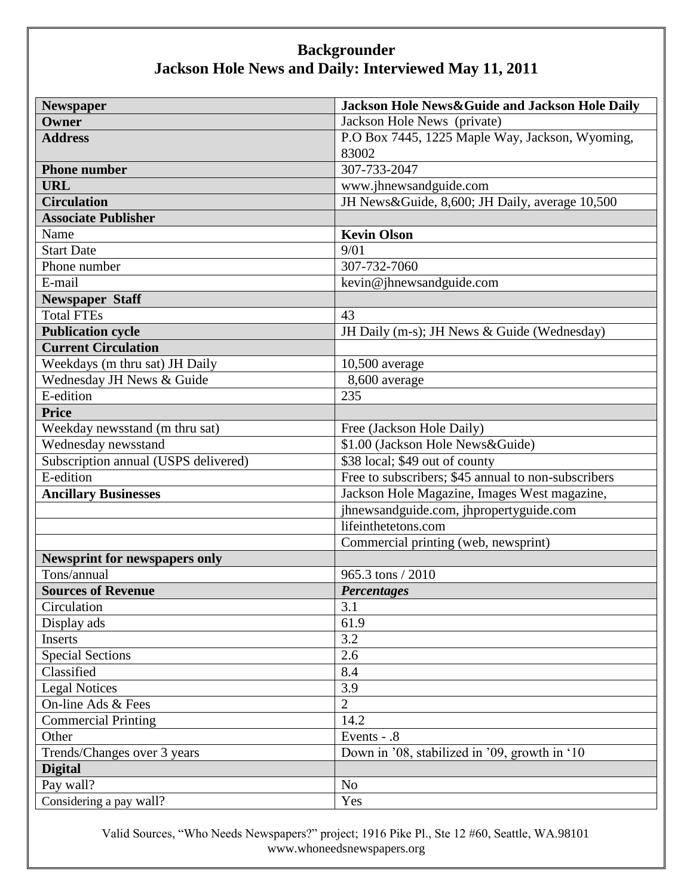# Backgrounder
## Jackson Hole News and Daily: Interviewed May 11, 2011

| **Newspaper** | **Jackson Hole News&Guide and Jackson Hole Daily** |
|---|---|
| **Owner** | Jackson Hole News (private) |
| **Address** | P.O Box 7445, 1225 Maple Way, Jackson, Wyoming, 83002 |
| **Phone number** | 307-733-2047 |
| **URL** | www.jhnewsandguide.com |
| **Circulation** | JH News&Guide, 8,600; JH Daily, average 10,500 |
| **Associate Publisher** | |
| Name | **Kevin Olson** |
| Start Date | 9/01 |
| Phone number | 307-732-7060 |
| E-mail | kevin@jhnewsandguide.com |
| **Newspaper Staff** | |
| Total FTEs | 43 |
| **Publication cycle** | JH Daily (m-s); JH News & Guide (Wednesday) |
| **Current Circulation** | |
| Weekdays (m thru sat) JH Daily | 10,500 average |
| Wednesday JH News & Guide | 8,600 average |
| E-edition | 235 |
| **Price** | |
| Weekday newsstand (m thru sat) | Free (Jackson Hole Daily) |
| Wednesday newsstand | $1.00 (Jackson Hole News&Guide) |
| Subscription annual (USPS delivered) | $38 local; $49 out of county |
| E-edition | Free to subscribers; $45 annual to non-subscribers |
| **Ancillary Businesses** | Jackson Hole Magazine, Images West magazine, |
| | jhnewsandguide.com, jhpropertyguide.com |
| | lifeinthetetons.com |
| | Commercial printing (web, newsprint) |
| **Newsprint for newspapers only** | |
| Tons/annual | 965.3 tons / 2010 |
| **Sources of Revenue** | ***Percentages*** |
| Circulation | 3.1 |
| Display ads | 61.9 |
| Inserts | 3.2 |
| Special Sections | 2.6 |
| Classified | 8.4 |
| Legal Notices | 3.9 |
| On-line Ads & Fees | 2 |
| Commercial Printing | 14.2 |
| Other | Events - .8 |
| Trends/Changes over 3 years | Down in '08, stabilized in '09, growth in '10 |
| **Digital** | |
| Pay wall? | No |
| Considering a pay wall? | Yes |

Valid Sources, "Who Needs Newspapers?" project; 1916 Pike Pl., Ste 12 #60, Seattle, WA.98101
www.whoneedsnewspapers.org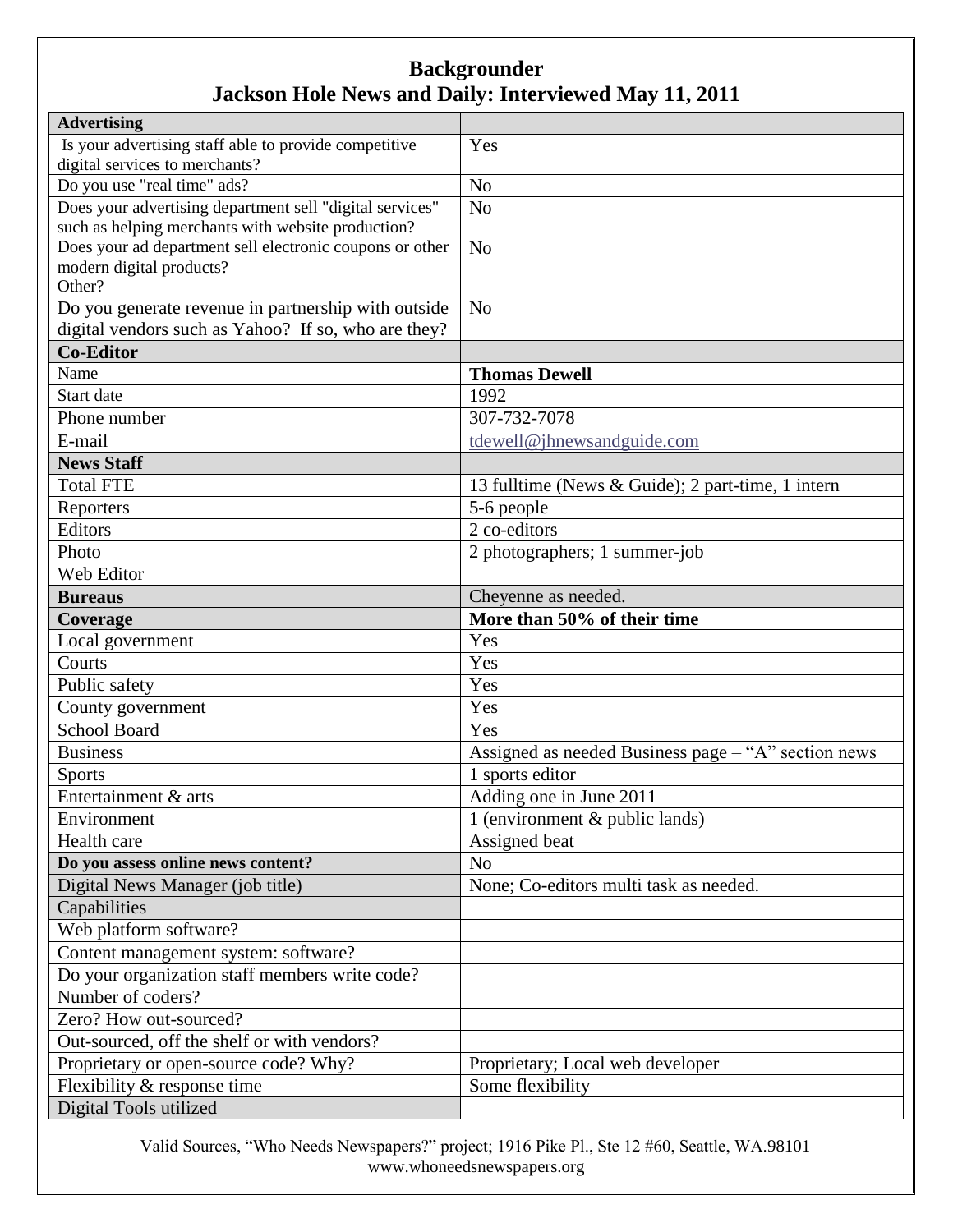# Backgrounder

## Jackson Hole News and Daily: Interviewed May 11, 2011

| **Advertising** | |
|---|---|
| Is your advertising staff able to provide competitive digital services to merchants? | Yes |
| Do you use "real time" ads? | No |
| Does your advertising department sell "digital services" such as helping merchants with website production? | No |
| Does your ad department sell electronic coupons or other modern digital products? Other? | No |
| Do you generate revenue in partnership with outside digital vendors such as Yahoo? If so, who are they? | No |
| **Co-Editor** | |
| Name | **Thomas Dewell** |
| Start date | 1992 |
| Phone number | 307-732-7078 |
| E-mail | tdewell@jhnewsandguide.com |
| **News Staff** | |
| Total FTE | 13 fulltime (News & Guide); 2 part-time, 1 intern |
| Reporters | 5-6 people |
| Editors | 2 co-editors |
| Photo | 2 photographers; 1 summer-job |
| Web Editor | |
| **Bureaus** | Cheyenne as needed. |
| **Coverage** | **More than 50% of their time** |
| Local government | Yes |
| Courts | Yes |
| Public safety | Yes |
| County government | Yes |
| School Board | Yes |
| Business | Assigned as needed Business page – "A" section news |
| Sports | 1 sports editor |
| Entertainment & arts | Adding one in June 2011 |
| Environment | 1 (environment & public lands) |
| Health care | Assigned beat |
| **Do you assess online news content?** | No |
| Digital News Manager (job title) | None; Co-editors multi task as needed. |
| Capabilities | |
| Web platform software? | |
| Content management system: software? | |
| Do your organization staff members write code? | |
| Number of coders? | |
| Zero? How out-sourced? | |
| Out-sourced, off the shelf or with vendors? | |
| Proprietary or open-source code? Why? | Proprietary; Local web developer |
| Flexibility & response time | Some flexibility |
| Digital Tools utilized | |

Valid Sources, "Who Needs Newspapers?" project; 1916 Pike Pl., Ste 12 #60, Seattle, WA.98101
www.whoneedsnewspapers.org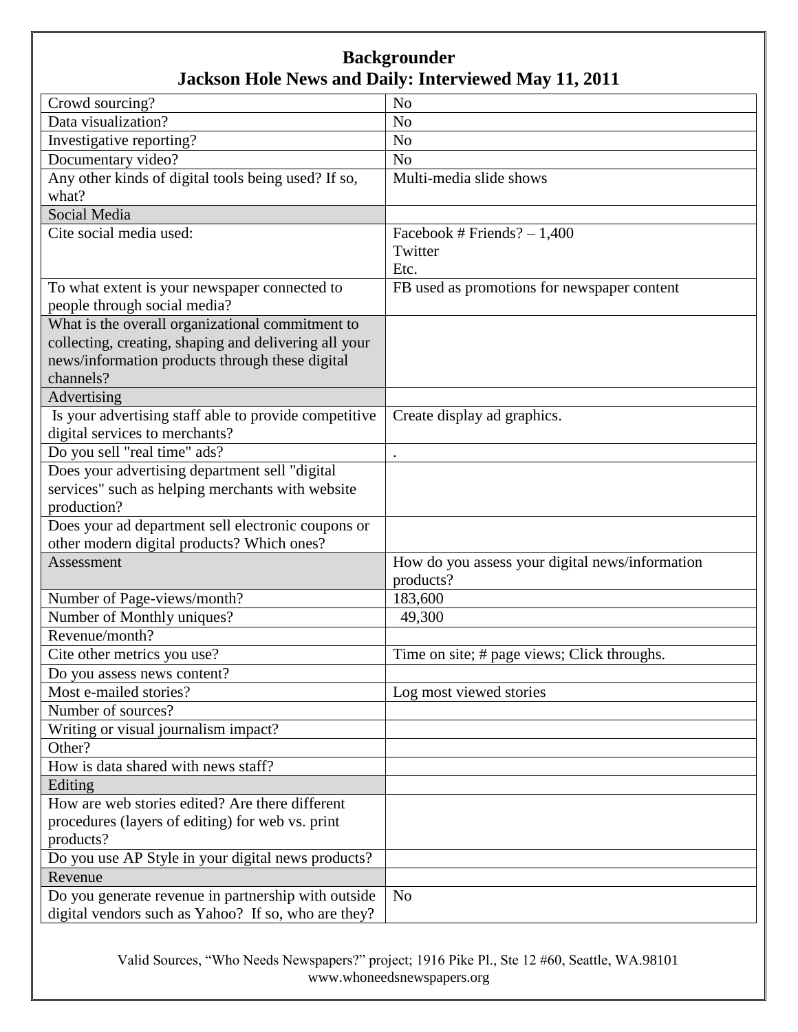# Backgrounder
## Jackson Hole News and Daily: Interviewed May 11, 2011

| | |
|---|---|
| Crowd sourcing? | No |
| Data visualization? | No |
| Investigative reporting? | No |
| Documentary video? | No |
| Any other kinds of digital tools being used? If so, what? | Multi-media slide shows |
| Social Media | |
| Cite social media used: | Facebook # Friends? – 1,400<br>Twitter<br>Etc. |
| To what extent is your newspaper connected to people through social media? | FB used as promotions for newspaper content |
| What is the overall organizational commitment to collecting, creating, shaping and delivering all your news/information products through these digital channels? | |
| Advertising | |
| Is your advertising staff able to provide competitive digital services to merchants? | Create display ad graphics. |
| Do you sell "real time" ads? | . |
| Does your advertising department sell "digital services" such as helping merchants with website production? | |
| Does your ad department sell electronic coupons or other modern digital products? Which ones? | |
| Assessment | How do you assess your digital news/information products? |
| Number of Page-views/month? | 183,600 |
| Number of Monthly uniques? | 49,300 |
| Revenue/month? | |
| Cite other metrics you use? | Time on site; # page views; Click throughs. |
| Do you assess news content? | |
| Most e-mailed stories? | Log most viewed stories |
| Number of sources? | |
| Writing or visual journalism impact? | |
| Other? | |
| How is data shared with news staff? | |
| Editing | |
| How are web stories edited? Are there different procedures (layers of editing) for web vs. print products? | |
| Do you use AP Style in your digital news products? | |
| Revenue | |
| Do you generate revenue in partnership with outside digital vendors such as Yahoo? If so, who are they? | No |

Valid Sources, "Who Needs Newspapers?" project; 1916 Pike Pl., Ste 12 #60, Seattle, WA.98101
www.whoneedsnewspapers.org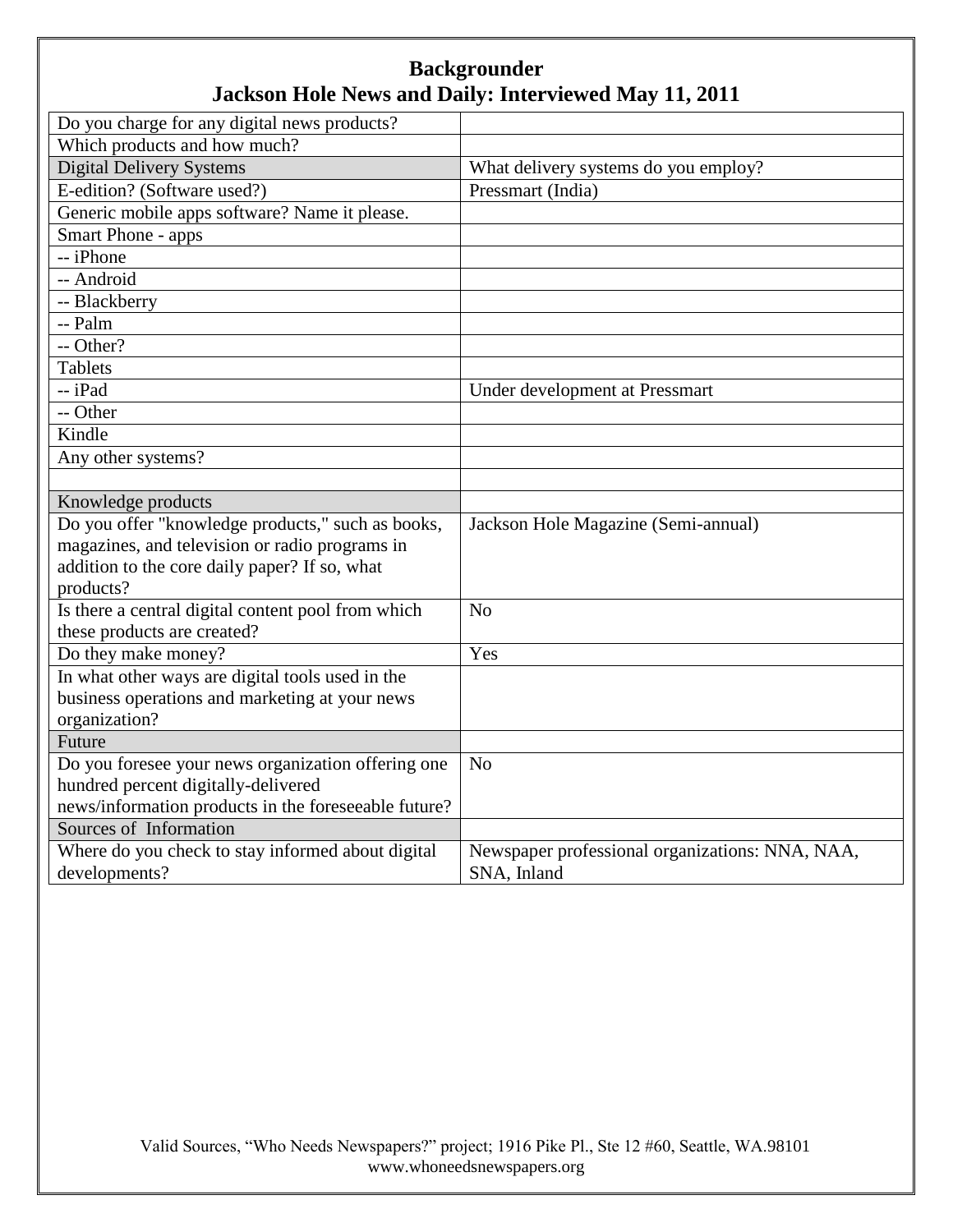# Backgrounder

## Jackson Hole News and Daily: Interviewed May 11, 2011

| | |
|---|---|
| Do you charge for any digital news products? | |
| Which products and how much? | |
| Digital Delivery Systems | What delivery systems do you employ? |
| E-edition? (Software used?) | Pressmart (India) |
| Generic mobile apps software? Name it please. | |
| Smart Phone - apps | |
| -- iPhone | |
| -- Android | |
| -- Blackberry | |
| -- Palm | |
| -- Other? | |
| Tablets | |
| -- iPad | Under development at Pressmart |
| -- Other | |
| Kindle | |
| Any other systems? | |
| | |
| Knowledge products | |
| Do you offer "knowledge products," such as books, magazines, and television or radio programs in addition to the core daily paper? If so, what products? | Jackson Hole Magazine (Semi-annual) |
| Is there a central digital content pool from which these products are created? | No |
| Do they make money? | Yes |
| In what other ways are digital tools used in the business operations and marketing at your news organization? | |
| Future | |
| Do you foresee your news organization offering one hundred percent digitally-delivered news/information products in the foreseeable future? | No |
| Sources of Information | |
| Where do you check to stay informed about digital developments? | Newspaper professional organizations: NNA, NAA, SNA, Inland |

Valid Sources, "Who Needs Newspapers?" project; 1916 Pike Pl., Ste 12 #60, Seattle, WA.98101
www.whoneedsnewspapers.org